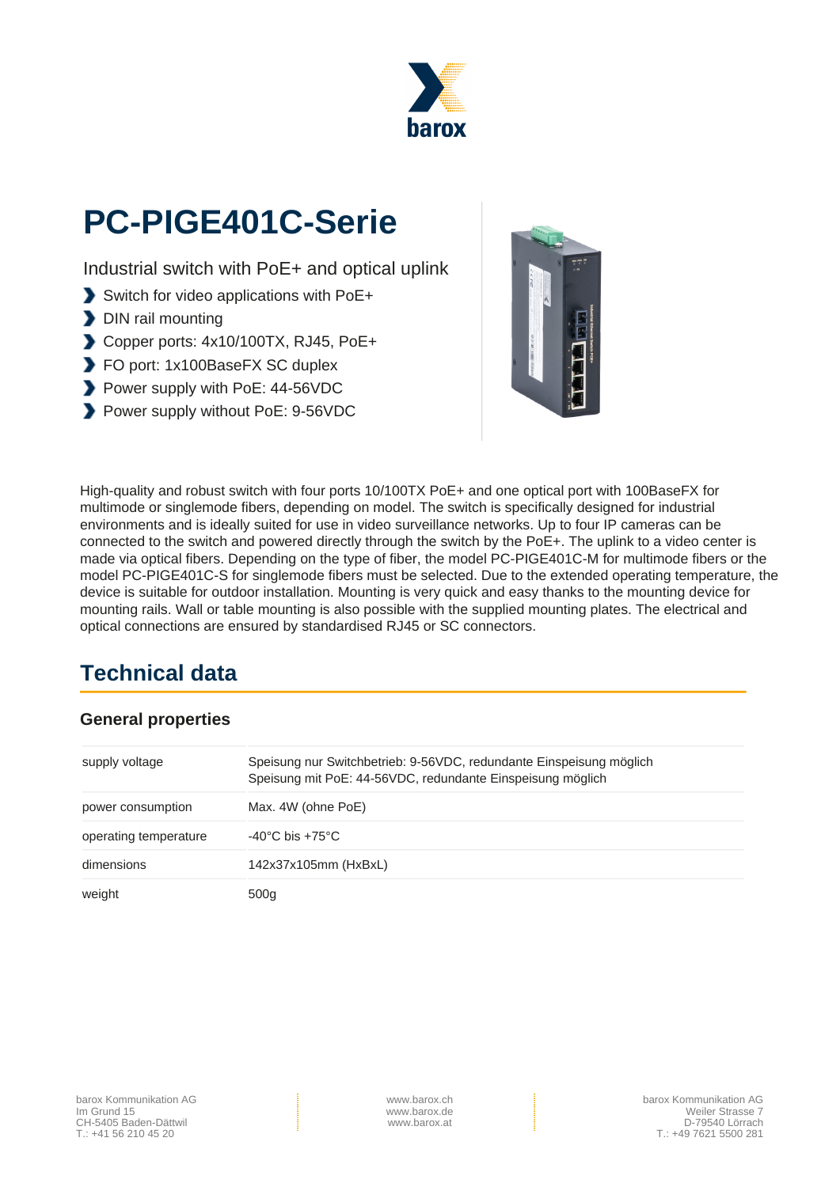# PC-PIGE401C-Serie

Industrial switch with PoE+ and optical uplink

- Switch for video applications with PoE+
- DIN rail mounting
- Copper ports: 4x10/100TX, RJ45, PoE+
- FO port: 1x100BaseFX SC duplex
- Power supply with PoE: 44-56VDC
- Power supply without PoE: 9-56VDC

High-quality and robust switch with four ports 10/100TX PoE+ and one optical port with 100BaseFX for multimode or singlemode fibers, depending on model. The switch is specifically designed for industrial environments and is ideally suited for use in video surveillance networks. Up to four IP cameras can be connected to the switch and powered directly through the switch by the PoE+. The uplink to a video center is made via optical fibers. Depending on the type of fiber, the model PC-PIGE401C-M for multimode fibers or the model PC-PIGE401C-S for singlemode fibers must be selected. Due to the extended operating temperature, the device is suitable for outdoor installation. Mounting is very quick and easy thanks to the mounting device for mounting rails. Wall or table mounting is also possible with the supplied mounting plates. The electrical and optical connections are ensured by standardised RJ45 or SC connectors.

## Technical data

### General properties

| | |
|---|---|
| supply voltage | Speisung nur Switchbetrieb: 9-56VDC, redundante Einspeisung möglich<br>Speisung mit PoE: 44-56VDC, redundante Einspeisung möglich |
| power consumption | Max. 4W (ohne PoE) |
| operating temperature | -40°C bis +75°C |
| dimensions | 142x37x105mm (HxBxL) |
| weight | 500g |

barox Kommunikation AG
Im Grund 15
CH-5405 Baden-Dättwil
T.: +41 56 210 45 20

www.barox.ch
www.barox.de
www.barox.at

barox Kommunikation AG
Weiler Strasse 7
D-79540 Lörrach
T.: +49 7621 5500 281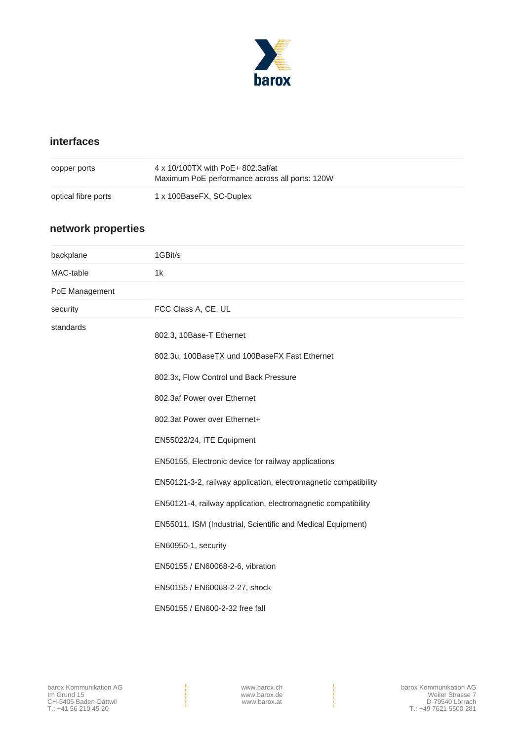## interfaces

| | |
|---|---|
| copper ports | 4 x 10/100TX with PoE+ 802.3af/at<br>Maximum PoE performance across all ports: 120W |
| optical fibre ports | 1 x 100BaseFX, SC-Duplex |

## network properties

| | |
|---|---|
| backplane | 1GBit/s |
| MAC-table | 1k |
| PoE Management | |
| security | FCC Class A, CE, UL |
| standards | 802.3, 10Base-T Ethernet<br>802.3u, 100BaseTX und 100BaseFX Fast Ethernet<br>802.3x, Flow Control und Back Pressure<br>802.3af Power over Ethernet<br>802.3at Power over Ethernet+<br>EN55022/24, ITE Equipment<br>EN50155, Electronic device for railway applications<br>EN50121-3-2, railway application, electromagnetic compatibility<br>EN50121-4, railway application, electromagnetic compatibility<br>EN55011, ISM (Industrial, Scientific and Medical Equipment)<br>EN60950-1, security<br>EN50155 / EN60068-2-6, vibration<br>EN50155 / EN60068-2-27, shock<br>EN50155 / EN600-2-32 free fall |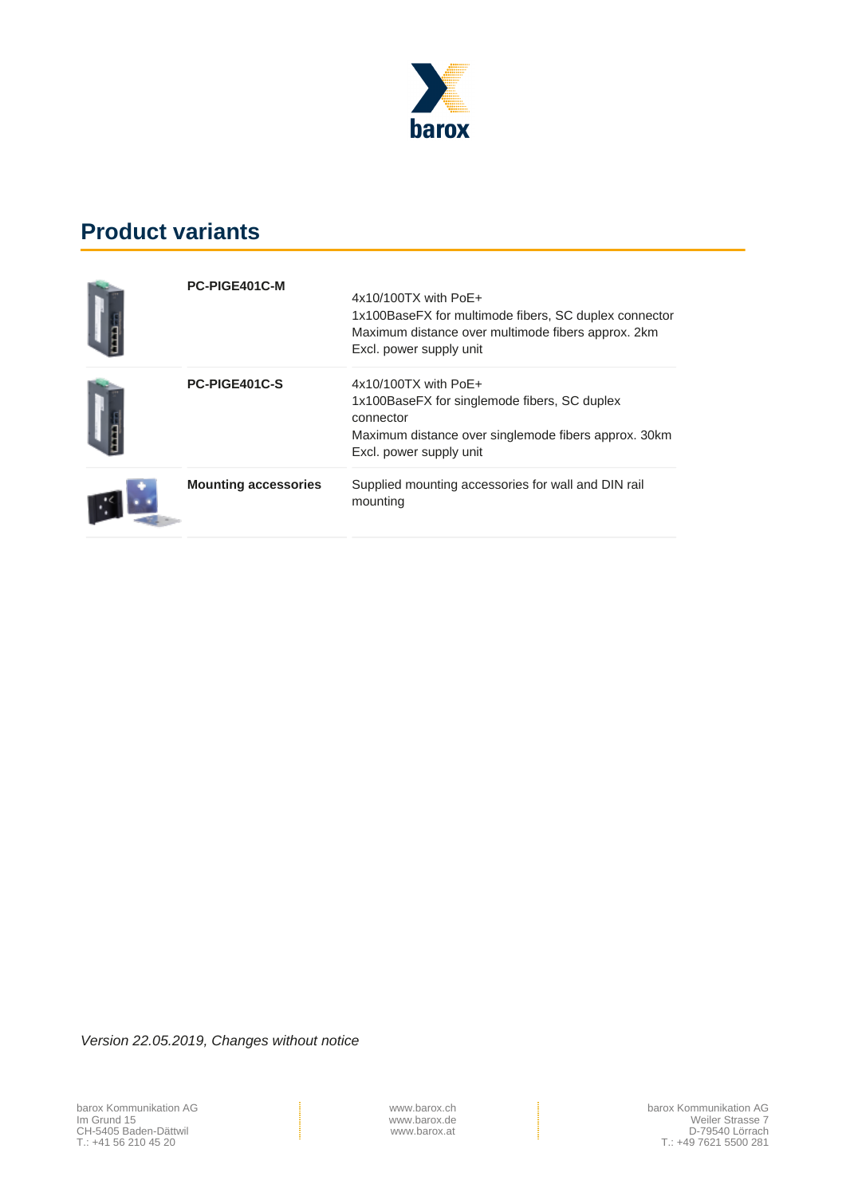## Product variants

| | | |
|---|---|---|
| | **PC-PIGE401C-M** | 4x10/100TX with PoE+<br>1x100BaseFX for multimode fibers, SC duplex connector<br>Maximum distance over multimode fibers approx. 2km<br>Excl. power supply unit |
| | **PC-PIGE401C-S** | 4x10/100TX with PoE+<br>1x100BaseFX for singlemode fibers, SC duplex connector<br>Maximum distance over singlemode fibers approx. 30km<br>Excl. power supply unit |
| | **Mounting accessories** | Supplied mounting accessories for wall and DIN rail mounting |

*Version 22.05.2019, Changes without notice*

barox Kommunikation AG
Im Grund 15
CH-5405 Baden-Dättwil
T.: +41 56 210 45 20

www.barox.ch
www.barox.de
www.barox.at

barox Kommunikation AG
Weiler Strasse 7
D-79540 Lörrach
T.: +49 7621 5500 281